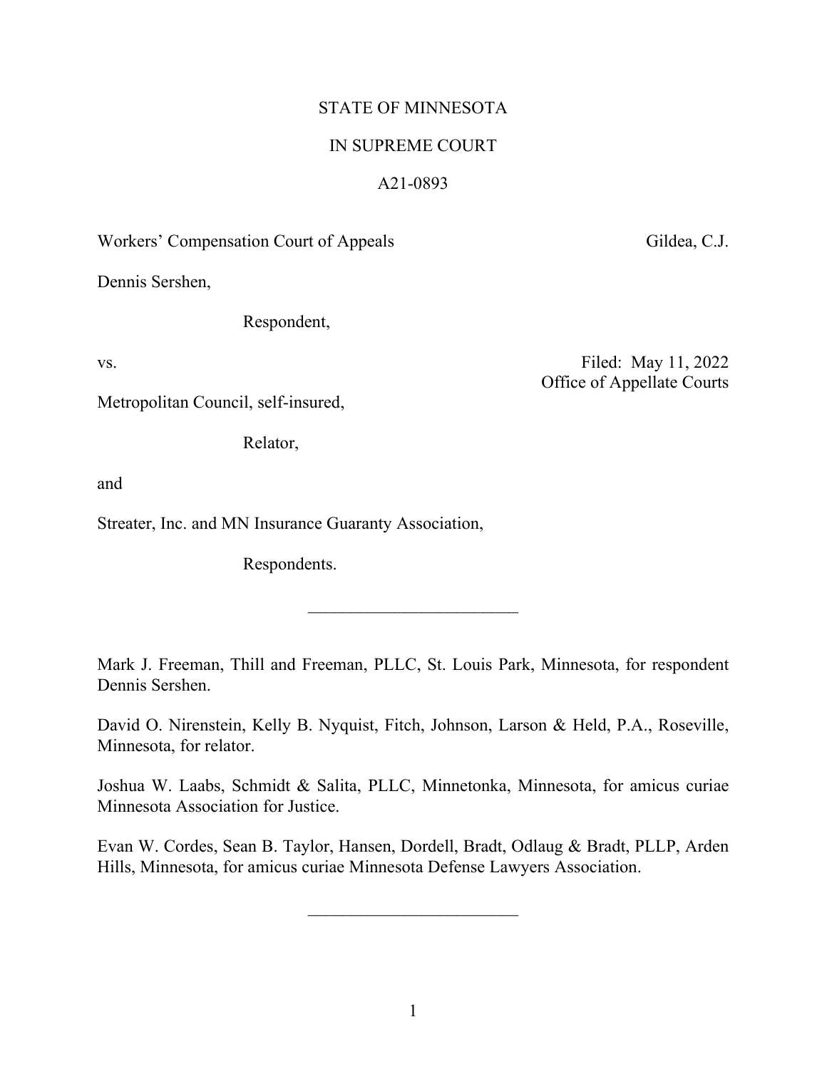STATE OF MINNESOTA

IN SUPREME COURT

A21-0893

Workers' Compensation Court of Appeals — Gildea, C.J.

Dennis Sershen,

Respondent,

vs.

Filed: May 11, 2022
Office of Appellate Courts

Metropolitan Council, self-insured,

Relator,

and

Streater, Inc. and MN Insurance Guaranty Association,

Respondents.

________________________

Mark J. Freeman, Thill and Freeman, PLLC, St. Louis Park, Minnesota, for respondent Dennis Sershen.

David O. Nirenstein, Kelly B. Nyquist, Fitch, Johnson, Larson & Held, P.A., Roseville, Minnesota, for relator.

Joshua W. Laabs, Schmidt & Salita, PLLC, Minnetonka, Minnesota, for amicus curiae Minnesota Association for Justice.

Evan W. Cordes, Sean B. Taylor, Hansen, Dordell, Bradt, Odlaug & Bradt, PLLP, Arden Hills, Minnesota, for amicus curiae Minnesota Defense Lawyers Association.

________________________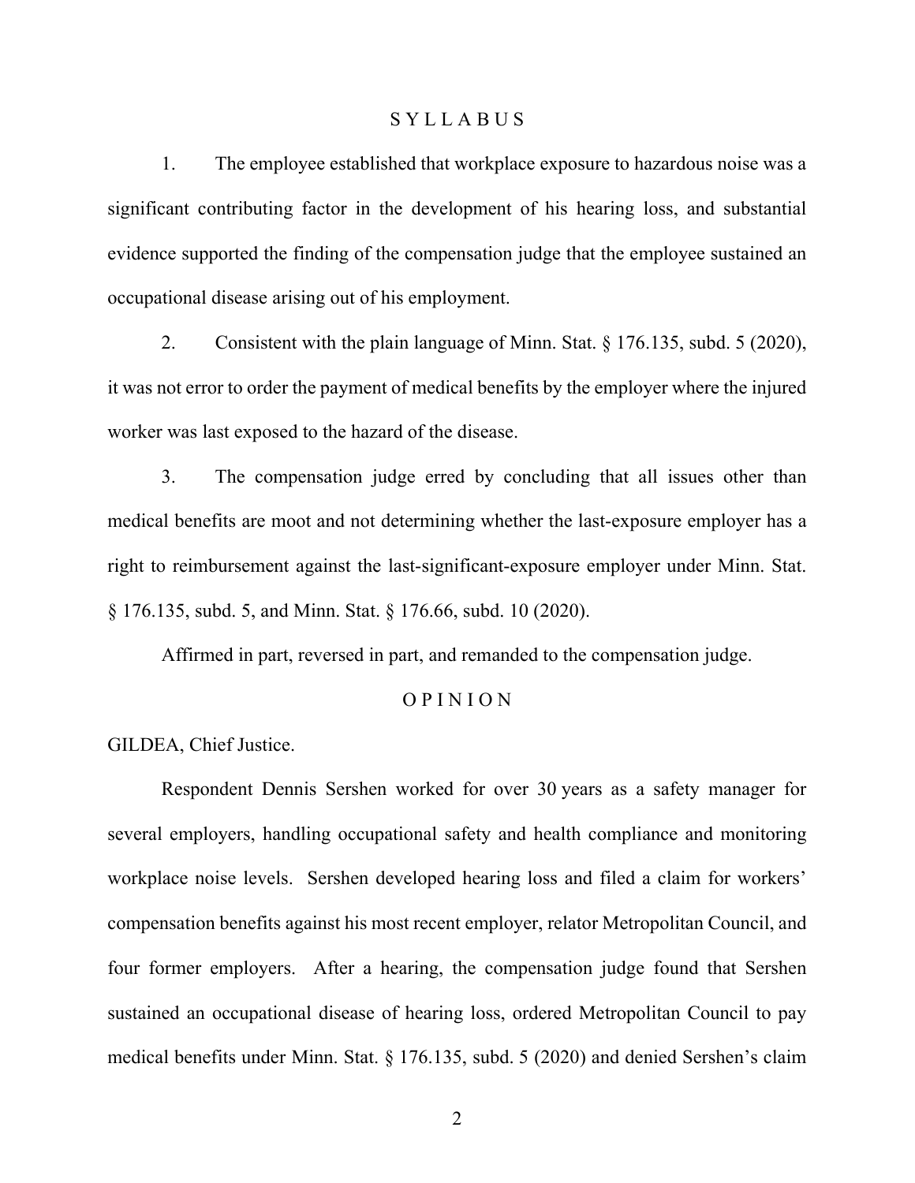# S Y L L A B U S

1. The employee established that workplace exposure to hazardous noise was a significant contributing factor in the development of his hearing loss, and substantial evidence supported the finding of the compensation judge that the employee sustained an occupational disease arising out of his employment.

2. Consistent with the plain language of Minn. Stat. § 176.135, subd. 5 (2020), it was not error to order the payment of medical benefits by the employer where the injured worker was last exposed to the hazard of the disease.

3. The compensation judge erred by concluding that all issues other than medical benefits are moot and not determining whether the last-exposure employer has a right to reimbursement against the last-significant-exposure employer under Minn. Stat. § 176.135, subd. 5, and Minn. Stat. § 176.66, subd. 10 (2020).

Affirmed in part, reversed in part, and remanded to the compensation judge.

# O P I N I O N

GILDEA, Chief Justice.

Respondent Dennis Sershen worked for over 30 years as a safety manager for several employers, handling occupational safety and health compliance and monitoring workplace noise levels. Sershen developed hearing loss and filed a claim for workers' compensation benefits against his most recent employer, relator Metropolitan Council, and four former employers. After a hearing, the compensation judge found that Sershen sustained an occupational disease of hearing loss, ordered Metropolitan Council to pay medical benefits under Minn. Stat. § 176.135, subd. 5 (2020) and denied Sershen's claim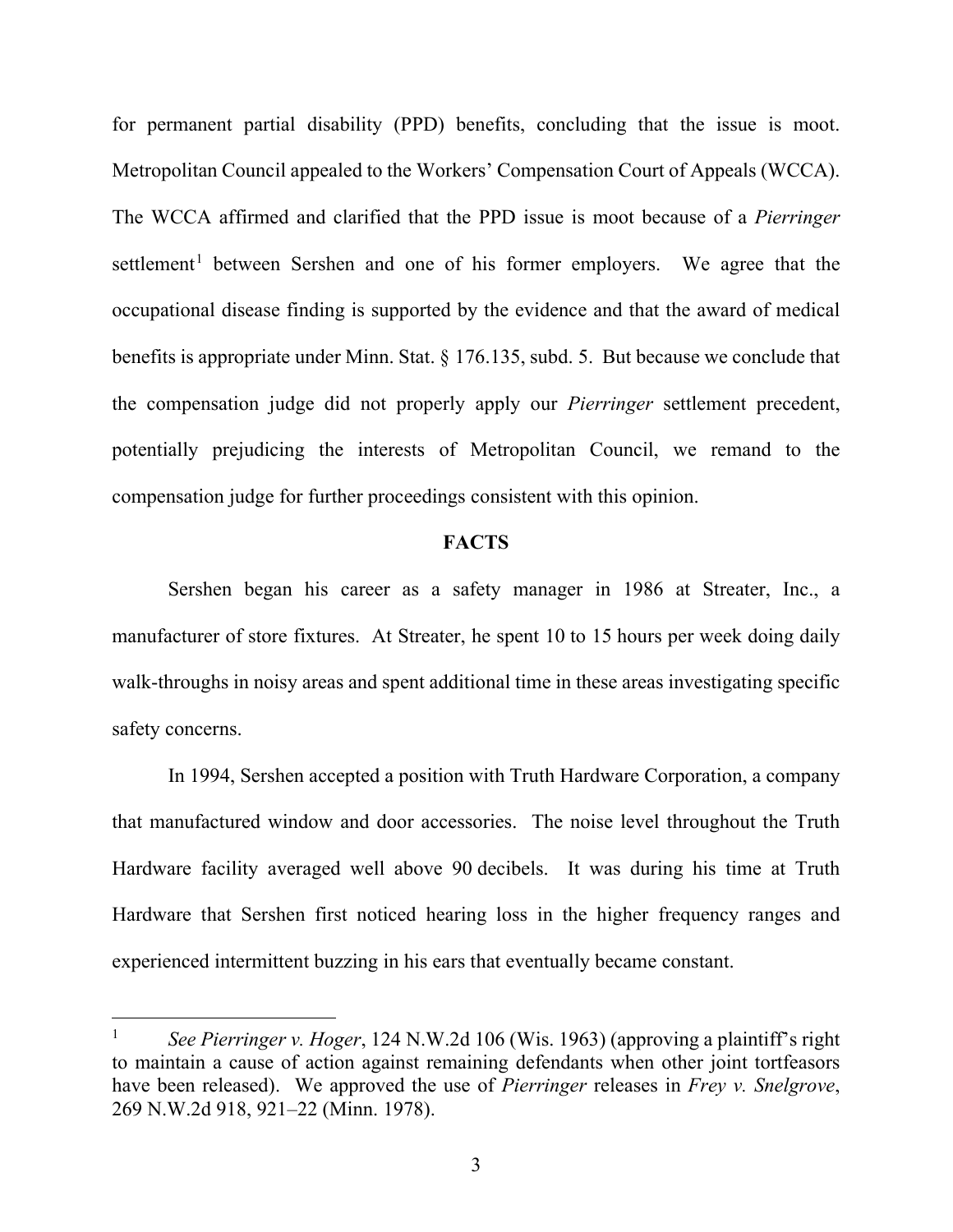for permanent partial disability (PPD) benefits, concluding that the issue is moot. Metropolitan Council appealed to the Workers' Compensation Court of Appeals (WCCA). The WCCA affirmed and clarified that the PPD issue is moot because of a *Pierringer* settlement[1] between Sershen and one of his former employers. We agree that the occupational disease finding is supported by the evidence and that the award of medical benefits is appropriate under Minn. Stat. § 176.135, subd. 5. But because we conclude that the compensation judge did not properly apply our *Pierringer* settlement precedent, potentially prejudicing the interests of Metropolitan Council, we remand to the compensation judge for further proceedings consistent with this opinion.

## FACTS

Sershen began his career as a safety manager in 1986 at Streater, Inc., a manufacturer of store fixtures. At Streater, he spent 10 to 15 hours per week doing daily walk-throughs in noisy areas and spent additional time in these areas investigating specific safety concerns.

In 1994, Sershen accepted a position with Truth Hardware Corporation, a company that manufactured window and door accessories. The noise level throughout the Truth Hardware facility averaged well above 90 decibels. It was during his time at Truth Hardware that Sershen first noticed hearing loss in the higher frequency ranges and experienced intermittent buzzing in his ears that eventually became constant.

---

[1] *See Pierringer v. Hoger*, 124 N.W.2d 106 (Wis. 1963) (approving a plaintiff's right to maintain a cause of action against remaining defendants when other joint tortfeasors have been released). We approved the use of *Pierringer* releases in *Frey v. Snelgrove*, 269 N.W.2d 918, 921–22 (Minn. 1978).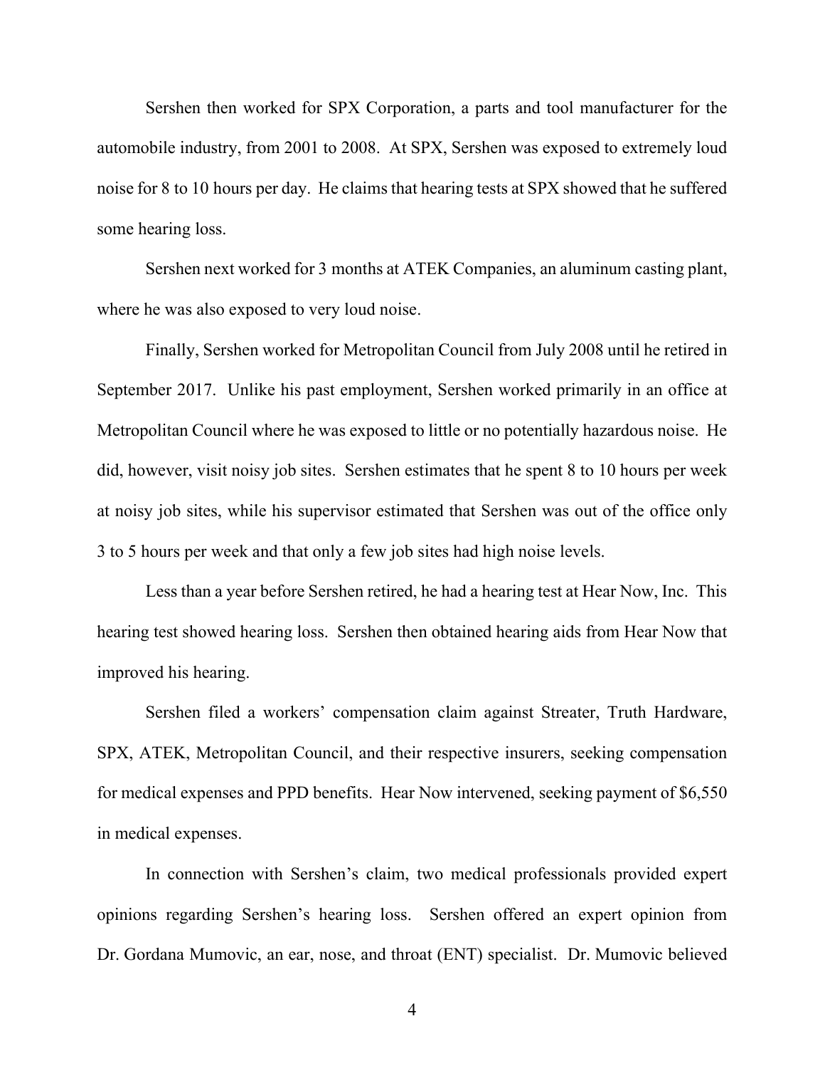Sershen then worked for SPX Corporation, a parts and tool manufacturer for the automobile industry, from 2001 to 2008. At SPX, Sershen was exposed to extremely loud noise for 8 to 10 hours per day. He claims that hearing tests at SPX showed that he suffered some hearing loss.

Sershen next worked for 3 months at ATEK Companies, an aluminum casting plant, where he was also exposed to very loud noise.

Finally, Sershen worked for Metropolitan Council from July 2008 until he retired in September 2017. Unlike his past employment, Sershen worked primarily in an office at Metropolitan Council where he was exposed to little or no potentially hazardous noise. He did, however, visit noisy job sites. Sershen estimates that he spent 8 to 10 hours per week at noisy job sites, while his supervisor estimated that Sershen was out of the office only 3 to 5 hours per week and that only a few job sites had high noise levels.

Less than a year before Sershen retired, he had a hearing test at Hear Now, Inc. This hearing test showed hearing loss. Sershen then obtained hearing aids from Hear Now that improved his hearing.

Sershen filed a workers' compensation claim against Streater, Truth Hardware, SPX, ATEK, Metropolitan Council, and their respective insurers, seeking compensation for medical expenses and PPD benefits. Hear Now intervened, seeking payment of $6,550 in medical expenses.

In connection with Sershen's claim, two medical professionals provided expert opinions regarding Sershen's hearing loss. Sershen offered an expert opinion from Dr. Gordana Mumovic, an ear, nose, and throat (ENT) specialist. Dr. Mumovic believed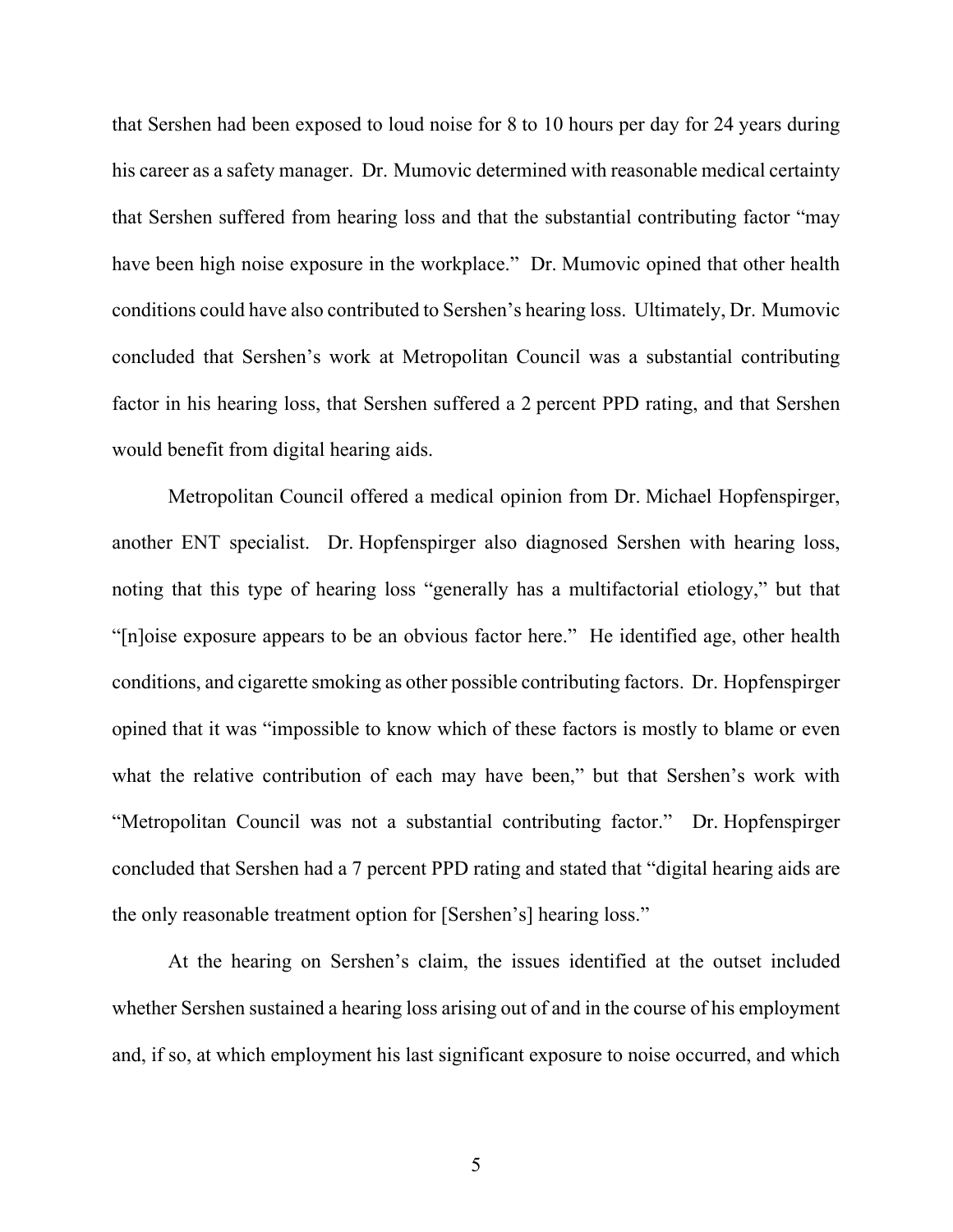that Sershen had been exposed to loud noise for 8 to 10 hours per day for 24 years during his career as a safety manager. Dr. Mumovic determined with reasonable medical certainty that Sershen suffered from hearing loss and that the substantial contributing factor "may have been high noise exposure in the workplace." Dr. Mumovic opined that other health conditions could have also contributed to Sershen's hearing loss. Ultimately, Dr. Mumovic concluded that Sershen's work at Metropolitan Council was a substantial contributing factor in his hearing loss, that Sershen suffered a 2 percent PPD rating, and that Sershen would benefit from digital hearing aids.

Metropolitan Council offered a medical opinion from Dr. Michael Hopfenspirger, another ENT specialist. Dr. Hopfenspirger also diagnosed Sershen with hearing loss, noting that this type of hearing loss "generally has a multifactorial etiology," but that "[n]oise exposure appears to be an obvious factor here." He identified age, other health conditions, and cigarette smoking as other possible contributing factors. Dr. Hopfenspirger opined that it was "impossible to know which of these factors is mostly to blame or even what the relative contribution of each may have been," but that Sershen's work with "Metropolitan Council was not a substantial contributing factor." Dr. Hopfenspirger concluded that Sershen had a 7 percent PPD rating and stated that "digital hearing aids are the only reasonable treatment option for [Sershen's] hearing loss."

At the hearing on Sershen's claim, the issues identified at the outset included whether Sershen sustained a hearing loss arising out of and in the course of his employment and, if so, at which employment his last significant exposure to noise occurred, and which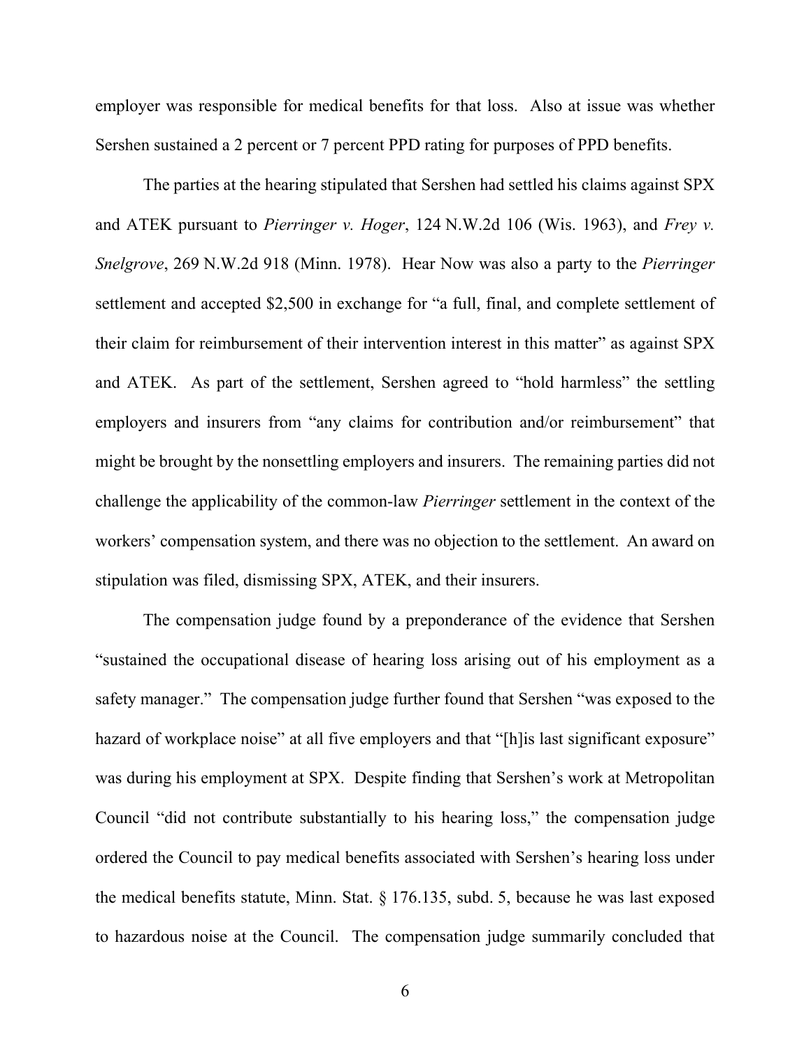employer was responsible for medical benefits for that loss. Also at issue was whether Sershen sustained a 2 percent or 7 percent PPD rating for purposes of PPD benefits.

The parties at the hearing stipulated that Sershen had settled his claims against SPX and ATEK pursuant to *Pierringer v. Hoger*, 124 N.W.2d 106 (Wis. 1963), and *Frey v. Snelgrove*, 269 N.W.2d 918 (Minn. 1978). Hear Now was also a party to the *Pierringer* settlement and accepted $2,500 in exchange for "a full, final, and complete settlement of their claim for reimbursement of their intervention interest in this matter" as against SPX and ATEK. As part of the settlement, Sershen agreed to "hold harmless" the settling employers and insurers from "any claims for contribution and/or reimbursement" that might be brought by the nonsettling employers and insurers. The remaining parties did not challenge the applicability of the common-law *Pierringer* settlement in the context of the workers' compensation system, and there was no objection to the settlement. An award on stipulation was filed, dismissing SPX, ATEK, and their insurers.

The compensation judge found by a preponderance of the evidence that Sershen "sustained the occupational disease of hearing loss arising out of his employment as a safety manager." The compensation judge further found that Sershen "was exposed to the hazard of workplace noise" at all five employers and that "[h]is last significant exposure" was during his employment at SPX. Despite finding that Sershen's work at Metropolitan Council "did not contribute substantially to his hearing loss," the compensation judge ordered the Council to pay medical benefits associated with Sershen's hearing loss under the medical benefits statute, Minn. Stat. § 176.135, subd. 5, because he was last exposed to hazardous noise at the Council. The compensation judge summarily concluded that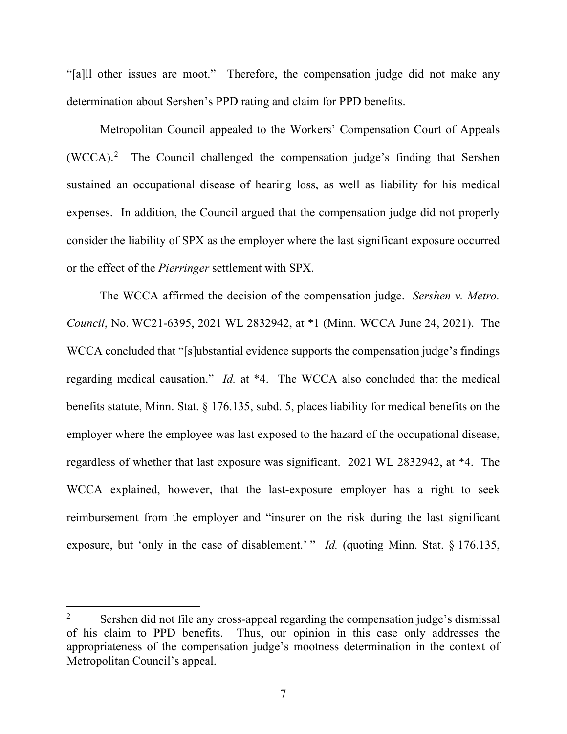"[a]ll other issues are moot." Therefore, the compensation judge did not make any determination about Sershen's PPD rating and claim for PPD benefits.

Metropolitan Council appealed to the Workers' Compensation Court of Appeals (WCCA).[2] The Council challenged the compensation judge's finding that Sershen sustained an occupational disease of hearing loss, as well as liability for his medical expenses. In addition, the Council argued that the compensation judge did not properly consider the liability of SPX as the employer where the last significant exposure occurred or the effect of the *Pierringer* settlement with SPX.

The WCCA affirmed the decision of the compensation judge. *Sershen v. Metro. Council*, No. WC21-6395, 2021 WL 2832942, at *1 (Minn. WCCA June 24, 2021). The WCCA concluded that "[s]ubstantial evidence supports the compensation judge's findings regarding medical causation." *Id.* at *4. The WCCA also concluded that the medical benefits statute, Minn. Stat. § 176.135, subd. 5, places liability for medical benefits on the employer where the employee was last exposed to the hazard of the occupational disease, regardless of whether that last exposure was significant. 2021 WL 2832942, at *4. The WCCA explained, however, that the last-exposure employer has a right to seek reimbursement from the employer and "insurer on the risk during the last significant exposure, but 'only in the case of disablement.' " *Id.* (quoting Minn. Stat. § 176.135,

---

[2] Sershen did not file any cross-appeal regarding the compensation judge's dismissal of his claim to PPD benefits. Thus, our opinion in this case only addresses the appropriateness of the compensation judge's mootness determination in the context of Metropolitan Council's appeal.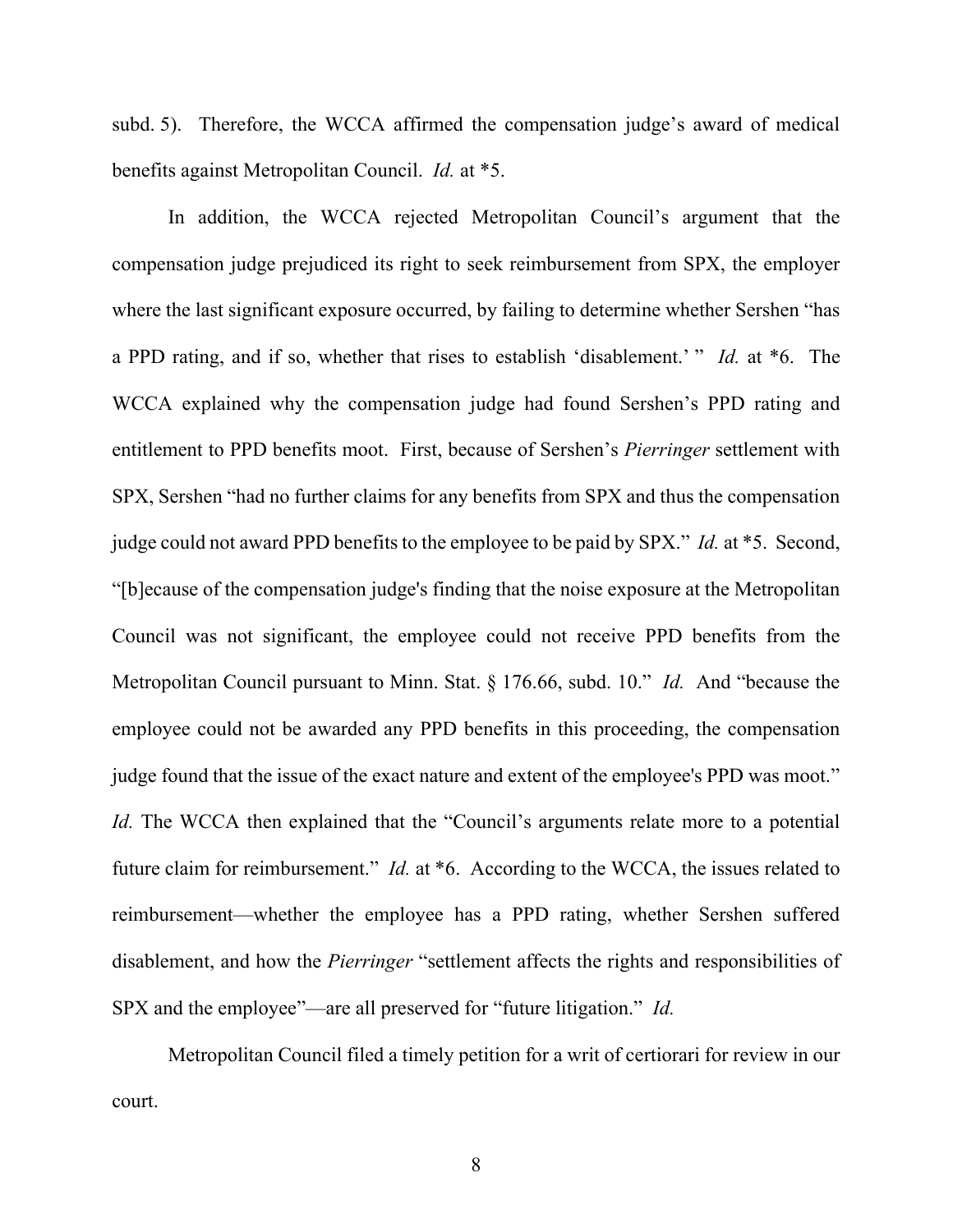subd. 5). Therefore, the WCCA affirmed the compensation judge's award of medical benefits against Metropolitan Council. *Id.* at *5.

In addition, the WCCA rejected Metropolitan Council's argument that the compensation judge prejudiced its right to seek reimbursement from SPX, the employer where the last significant exposure occurred, by failing to determine whether Sershen "has a PPD rating, and if so, whether that rises to establish 'disablement.' " *Id.* at *6. The WCCA explained why the compensation judge had found Sershen's PPD rating and entitlement to PPD benefits moot. First, because of Sershen's *Pierringer* settlement with SPX, Sershen "had no further claims for any benefits from SPX and thus the compensation judge could not award PPD benefits to the employee to be paid by SPX." *Id.* at *5. Second, "[b]ecause of the compensation judge's finding that the noise exposure at the Metropolitan Council was not significant, the employee could not receive PPD benefits from the Metropolitan Council pursuant to Minn. Stat. § 176.66, subd. 10." *Id.* And "because the employee could not be awarded any PPD benefits in this proceeding, the compensation judge found that the issue of the exact nature and extent of the employee's PPD was moot." *Id.* The WCCA then explained that the "Council's arguments relate more to a potential future claim for reimbursement." *Id.* at *6. According to the WCCA, the issues related to reimbursement—whether the employee has a PPD rating, whether Sershen suffered disablement, and how the *Pierringer* "settlement affects the rights and responsibilities of SPX and the employee"—are all preserved for "future litigation." *Id.*

Metropolitan Council filed a timely petition for a writ of certiorari for review in our court.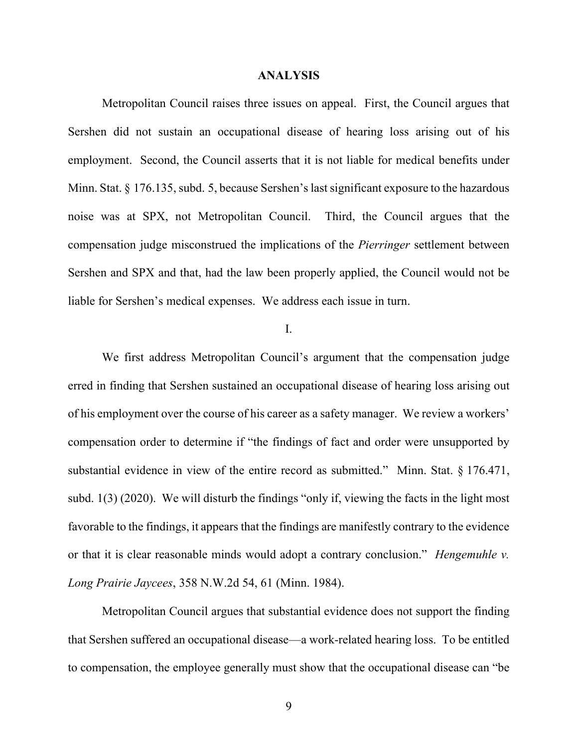## ANALYSIS

Metropolitan Council raises three issues on appeal. First, the Council argues that Sershen did not sustain an occupational disease of hearing loss arising out of his employment. Second, the Council asserts that it is not liable for medical benefits under Minn. Stat. § 176.135, subd. 5, because Sershen's last significant exposure to the hazardous noise was at SPX, not Metropolitan Council. Third, the Council argues that the compensation judge misconstrued the implications of the *Pierringer* settlement between Sershen and SPX and that, had the law been properly applied, the Council would not be liable for Sershen's medical expenses. We address each issue in turn.

### I.

We first address Metropolitan Council's argument that the compensation judge erred in finding that Sershen sustained an occupational disease of hearing loss arising out of his employment over the course of his career as a safety manager. We review a workers' compensation order to determine if "the findings of fact and order were unsupported by substantial evidence in view of the entire record as submitted." Minn. Stat. § 176.471, subd. 1(3) (2020). We will disturb the findings "only if, viewing the facts in the light most favorable to the findings, it appears that the findings are manifestly contrary to the evidence or that it is clear reasonable minds would adopt a contrary conclusion." *Hengemuhle v. Long Prairie Jaycees*, 358 N.W.2d 54, 61 (Minn. 1984).

Metropolitan Council argues that substantial evidence does not support the finding that Sershen suffered an occupational disease—a work-related hearing loss. To be entitled to compensation, the employee generally must show that the occupational disease can "be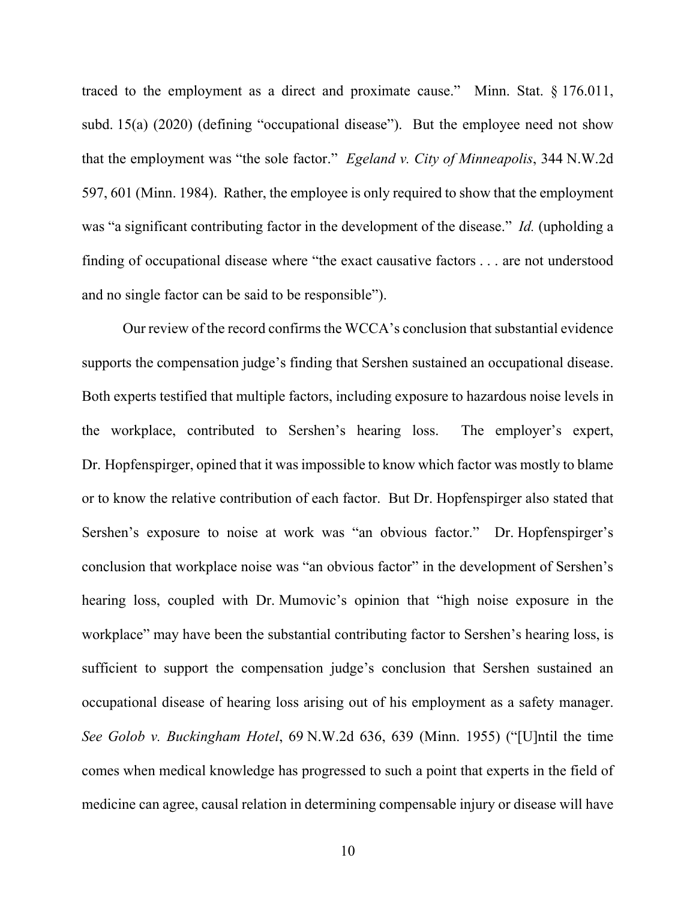traced to the employment as a direct and proximate cause." Minn. Stat. § 176.011, subd. 15(a) (2020) (defining "occupational disease"). But the employee need not show that the employment was "the sole factor." *Egeland v. City of Minneapolis*, 344 N.W.2d 597, 601 (Minn. 1984). Rather, the employee is only required to show that the employment was "a significant contributing factor in the development of the disease." *Id.* (upholding a finding of occupational disease where "the exact causative factors . . . are not understood and no single factor can be said to be responsible").

Our review of the record confirms the WCCA's conclusion that substantial evidence supports the compensation judge's finding that Sershen sustained an occupational disease. Both experts testified that multiple factors, including exposure to hazardous noise levels in the workplace, contributed to Sershen's hearing loss. The employer's expert, Dr. Hopfenspirger, opined that it was impossible to know which factor was mostly to blame or to know the relative contribution of each factor. But Dr. Hopfenspirger also stated that Sershen's exposure to noise at work was "an obvious factor." Dr. Hopfenspirger's conclusion that workplace noise was "an obvious factor" in the development of Sershen's hearing loss, coupled with Dr. Mumovic's opinion that "high noise exposure in the workplace" may have been the substantial contributing factor to Sershen's hearing loss, is sufficient to support the compensation judge's conclusion that Sershen sustained an occupational disease of hearing loss arising out of his employment as a safety manager. *See Golob v. Buckingham Hotel*, 69 N.W.2d 636, 639 (Minn. 1955) ("[U]ntil the time comes when medical knowledge has progressed to such a point that experts in the field of medicine can agree, causal relation in determining compensable injury or disease will have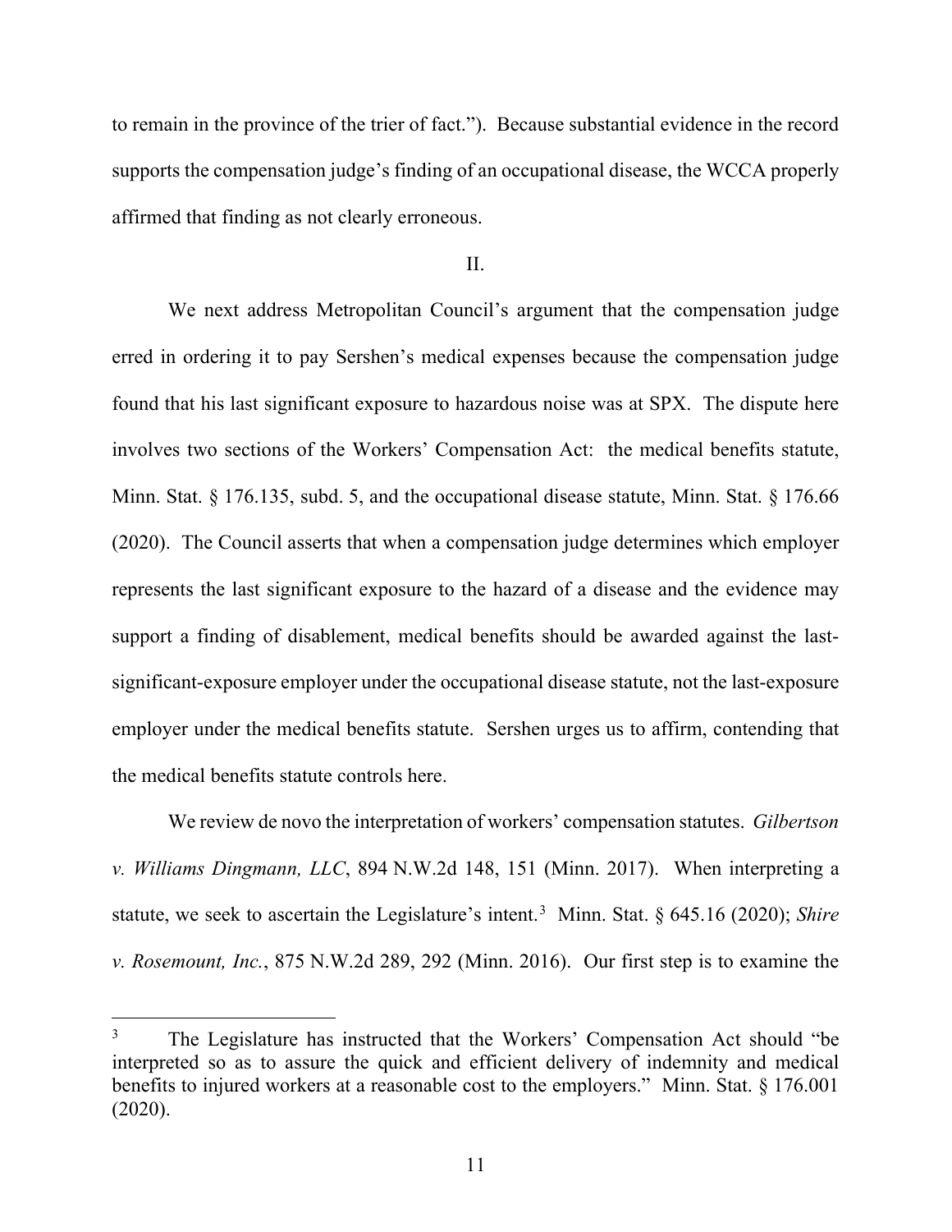to remain in the province of the trier of fact."). Because substantial evidence in the record supports the compensation judge's finding of an occupational disease, the WCCA properly affirmed that finding as not clearly erroneous.

II.

We next address Metropolitan Council's argument that the compensation judge erred in ordering it to pay Sershen's medical expenses because the compensation judge found that his last significant exposure to hazardous noise was at SPX. The dispute here involves two sections of the Workers' Compensation Act: the medical benefits statute, Minn. Stat. § 176.135, subd. 5, and the occupational disease statute, Minn. Stat. § 176.66 (2020). The Council asserts that when a compensation judge determines which employer represents the last significant exposure to the hazard of a disease and the evidence may support a finding of disablement, medical benefits should be awarded against the last-significant-exposure employer under the occupational disease statute, not the last-exposure employer under the medical benefits statute. Sershen urges us to affirm, contending that the medical benefits statute controls here.

We review de novo the interpretation of workers' compensation statutes. *Gilbertson v. Williams Dingmann, LLC*, 894 N.W.2d 148, 151 (Minn. 2017). When interpreting a statute, we seek to ascertain the Legislature's intent.[3] Minn. Stat. § 645.16 (2020); *Shire v. Rosemount, Inc.*, 875 N.W.2d 289, 292 (Minn. 2016). Our first step is to examine the

---

[3] The Legislature has instructed that the Workers' Compensation Act should "be interpreted so as to assure the quick and efficient delivery of indemnity and medical benefits to injured workers at a reasonable cost to the employers." Minn. Stat. § 176.001 (2020).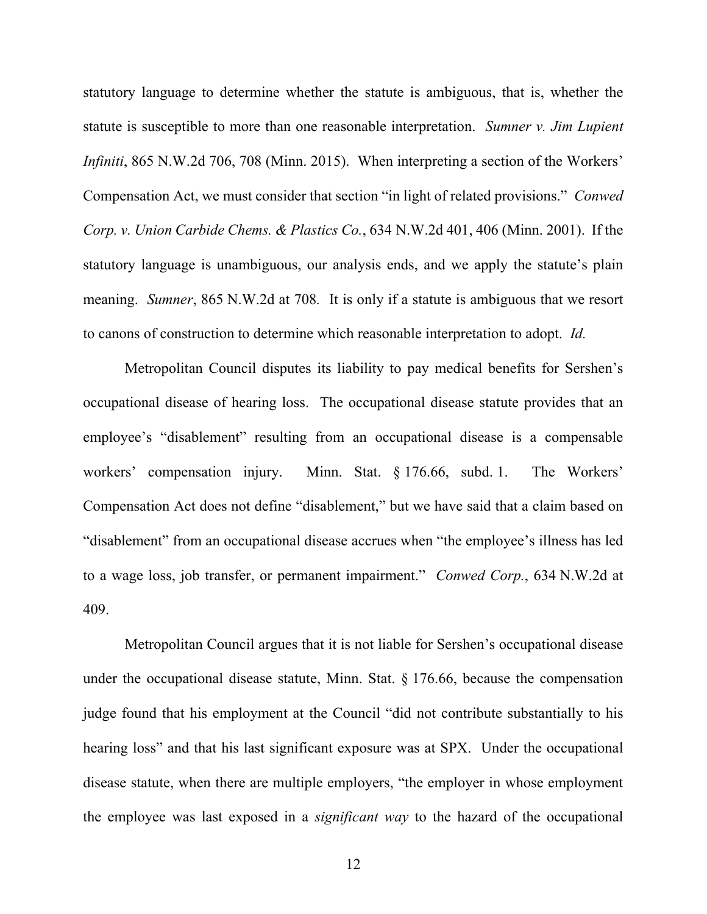statutory language to determine whether the statute is ambiguous, that is, whether the statute is susceptible to more than one reasonable interpretation. *Sumner v. Jim Lupient Infiniti*, 865 N.W.2d 706, 708 (Minn. 2015). When interpreting a section of the Workers' Compensation Act, we must consider that section "in light of related provisions." *Conwed Corp. v. Union Carbide Chems. & Plastics Co.*, 634 N.W.2d 401, 406 (Minn. 2001). If the statutory language is unambiguous, our analysis ends, and we apply the statute's plain meaning. *Sumner*, 865 N.W.2d at 708. It is only if a statute is ambiguous that we resort to canons of construction to determine which reasonable interpretation to adopt. *Id.*

Metropolitan Council disputes its liability to pay medical benefits for Sershen's occupational disease of hearing loss. The occupational disease statute provides that an employee's "disablement" resulting from an occupational disease is a compensable workers' compensation injury. Minn. Stat. § 176.66, subd. 1. The Workers' Compensation Act does not define "disablement," but we have said that a claim based on "disablement" from an occupational disease accrues when "the employee's illness has led to a wage loss, job transfer, or permanent impairment." *Conwed Corp.*, 634 N.W.2d at 409.

Metropolitan Council argues that it is not liable for Sershen's occupational disease under the occupational disease statute, Minn. Stat. § 176.66, because the compensation judge found that his employment at the Council "did not contribute substantially to his hearing loss" and that his last significant exposure was at SPX. Under the occupational disease statute, when there are multiple employers, "the employer in whose employment the employee was last exposed in a *significant way* to the hazard of the occupational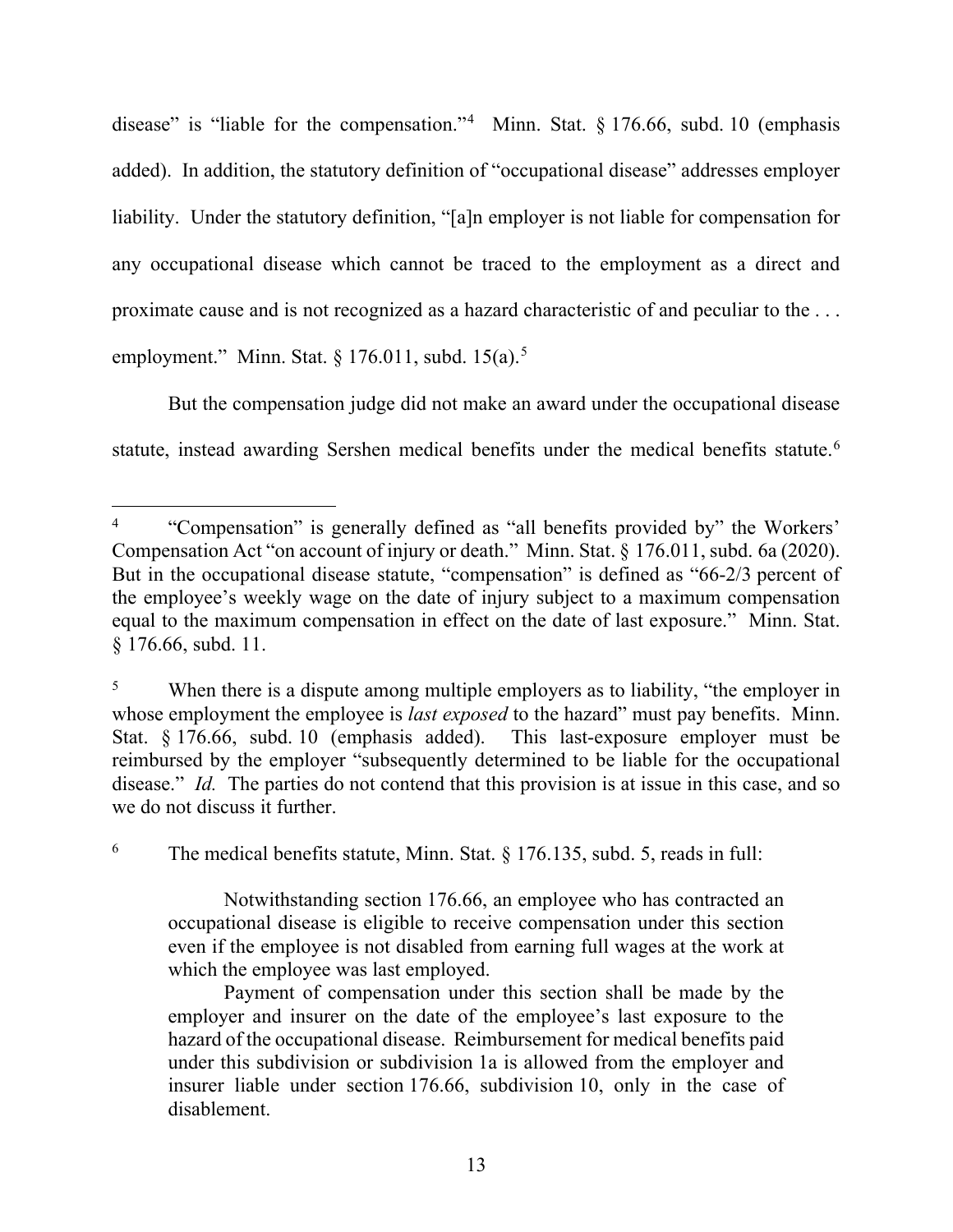disease" is "liable for the compensation."[4] Minn. Stat. § 176.66, subd. 10 (emphasis added). In addition, the statutory definition of "occupational disease" addresses employer liability. Under the statutory definition, "[a]n employer is not liable for compensation for any occupational disease which cannot be traced to the employment as a direct and proximate cause and is not recognized as a hazard characteristic of and peculiar to the . . . employment." Minn. Stat. § 176.011, subd. 15(a).[5]

But the compensation judge did not make an award under the occupational disease statute, instead awarding Sershen medical benefits under the medical benefits statute.[6]

---

[4] "Compensation" is generally defined as "all benefits provided by" the Workers' Compensation Act "on account of injury or death." Minn. Stat. § 176.011, subd. 6a (2020). But in the occupational disease statute, "compensation" is defined as "66-2/3 percent of the employee's weekly wage on the date of injury subject to a maximum compensation equal to the maximum compensation in effect on the date of last exposure." Minn. Stat. § 176.66, subd. 11.

[5] When there is a dispute among multiple employers as to liability, "the employer in whose employment the employee is *last exposed* to the hazard" must pay benefits. Minn. Stat. § 176.66, subd. 10 (emphasis added). This last-exposure employer must be reimbursed by the employer "subsequently determined to be liable for the occupational disease." *Id.* The parties do not contend that this provision is at issue in this case, and so we do not discuss it further.

[6] The medical benefits statute, Minn. Stat. § 176.135, subd. 5, reads in full:

> Notwithstanding section 176.66, an employee who has contracted an occupational disease is eligible to receive compensation under this section even if the employee is not disabled from earning full wages at the work at which the employee was last employed.
>
> Payment of compensation under this section shall be made by the employer and insurer on the date of the employee's last exposure to the hazard of the occupational disease. Reimbursement for medical benefits paid under this subdivision or subdivision 1a is allowed from the employer and insurer liable under section 176.66, subdivision 10, only in the case of disablement.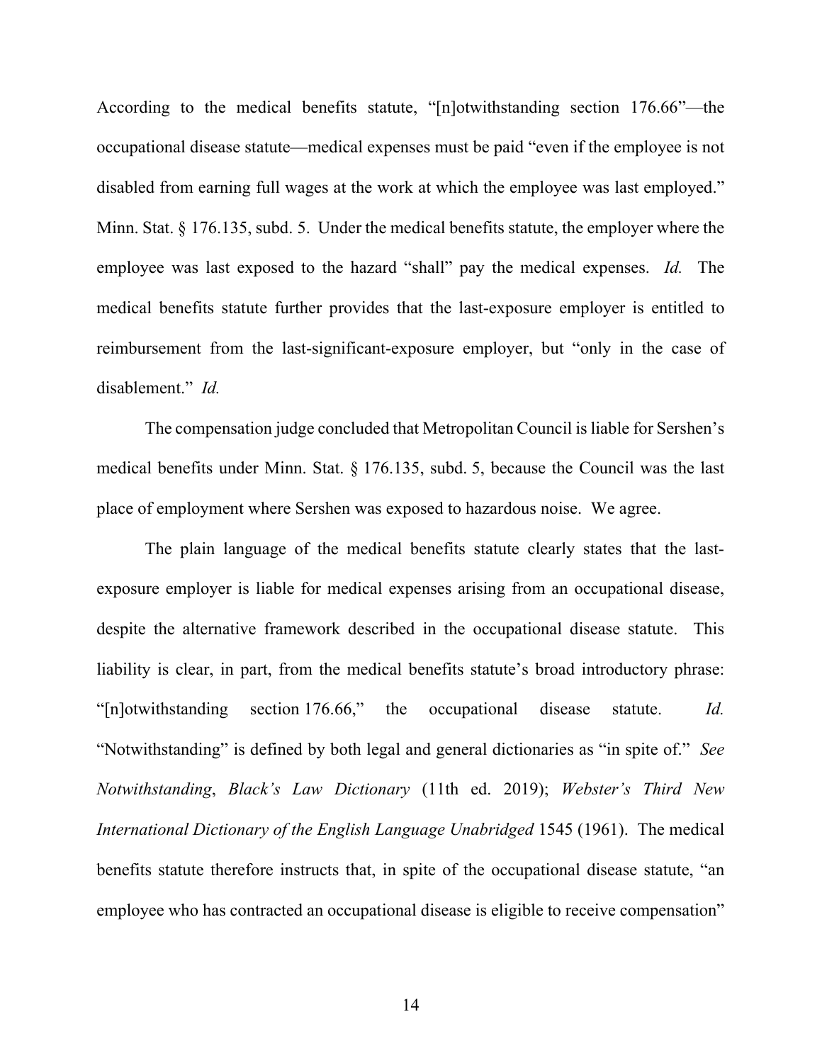According to the medical benefits statute, "[n]otwithstanding section 176.66"—the occupational disease statute—medical expenses must be paid "even if the employee is not disabled from earning full wages at the work at which the employee was last employed." Minn. Stat. § 176.135, subd. 5. Under the medical benefits statute, the employer where the employee was last exposed to the hazard "shall" pay the medical expenses. *Id.* The medical benefits statute further provides that the last-exposure employer is entitled to reimbursement from the last-significant-exposure employer, but "only in the case of disablement." *Id.*

The compensation judge concluded that Metropolitan Council is liable for Sershen's medical benefits under Minn. Stat. § 176.135, subd. 5, because the Council was the last place of employment where Sershen was exposed to hazardous noise. We agree.

The plain language of the medical benefits statute clearly states that the last-exposure employer is liable for medical expenses arising from an occupational disease, despite the alternative framework described in the occupational disease statute. This liability is clear, in part, from the medical benefits statute's broad introductory phrase: "[n]otwithstanding section 176.66," the occupational disease statute. *Id.* "Notwithstanding" is defined by both legal and general dictionaries as "in spite of." *See Notwithstanding*, *Black's Law Dictionary* (11th ed. 2019); *Webster's Third New International Dictionary of the English Language Unabridged* 1545 (1961). The medical benefits statute therefore instructs that, in spite of the occupational disease statute, "an employee who has contracted an occupational disease is eligible to receive compensation"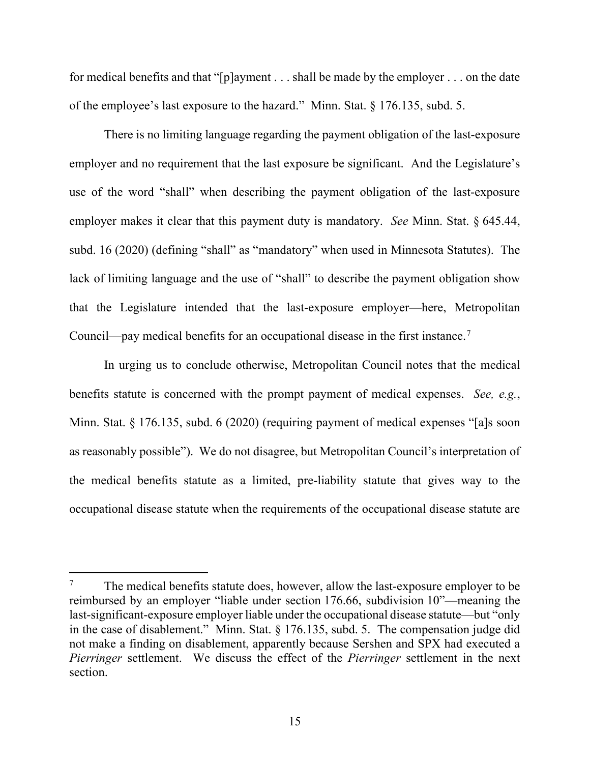for medical benefits and that "[p]ayment . . . shall be made by the employer . . . on the date of the employee's last exposure to the hazard." Minn. Stat. § 176.135, subd. 5.

There is no limiting language regarding the payment obligation of the last-exposure employer and no requirement that the last exposure be significant. And the Legislature's use of the word "shall" when describing the payment obligation of the last-exposure employer makes it clear that this payment duty is mandatory. *See* Minn. Stat. § 645.44, subd. 16 (2020) (defining "shall" as "mandatory" when used in Minnesota Statutes). The lack of limiting language and the use of "shall" to describe the payment obligation show that the Legislature intended that the last-exposure employer—here, Metropolitan Council—pay medical benefits for an occupational disease in the first instance.[7]

In urging us to conclude otherwise, Metropolitan Council notes that the medical benefits statute is concerned with the prompt payment of medical expenses. *See, e.g.*, Minn. Stat. § 176.135, subd. 6 (2020) (requiring payment of medical expenses "[a]s soon as reasonably possible"). We do not disagree, but Metropolitan Council's interpretation of the medical benefits statute as a limited, pre-liability statute that gives way to the occupational disease statute when the requirements of the occupational disease statute are

---

[7] The medical benefits statute does, however, allow the last-exposure employer to be reimbursed by an employer "liable under section 176.66, subdivision 10"—meaning the last-significant-exposure employer liable under the occupational disease statute—but "only in the case of disablement." Minn. Stat. § 176.135, subd. 5. The compensation judge did not make a finding on disablement, apparently because Sershen and SPX had executed a *Pierringer* settlement. We discuss the effect of the *Pierringer* settlement in the next section.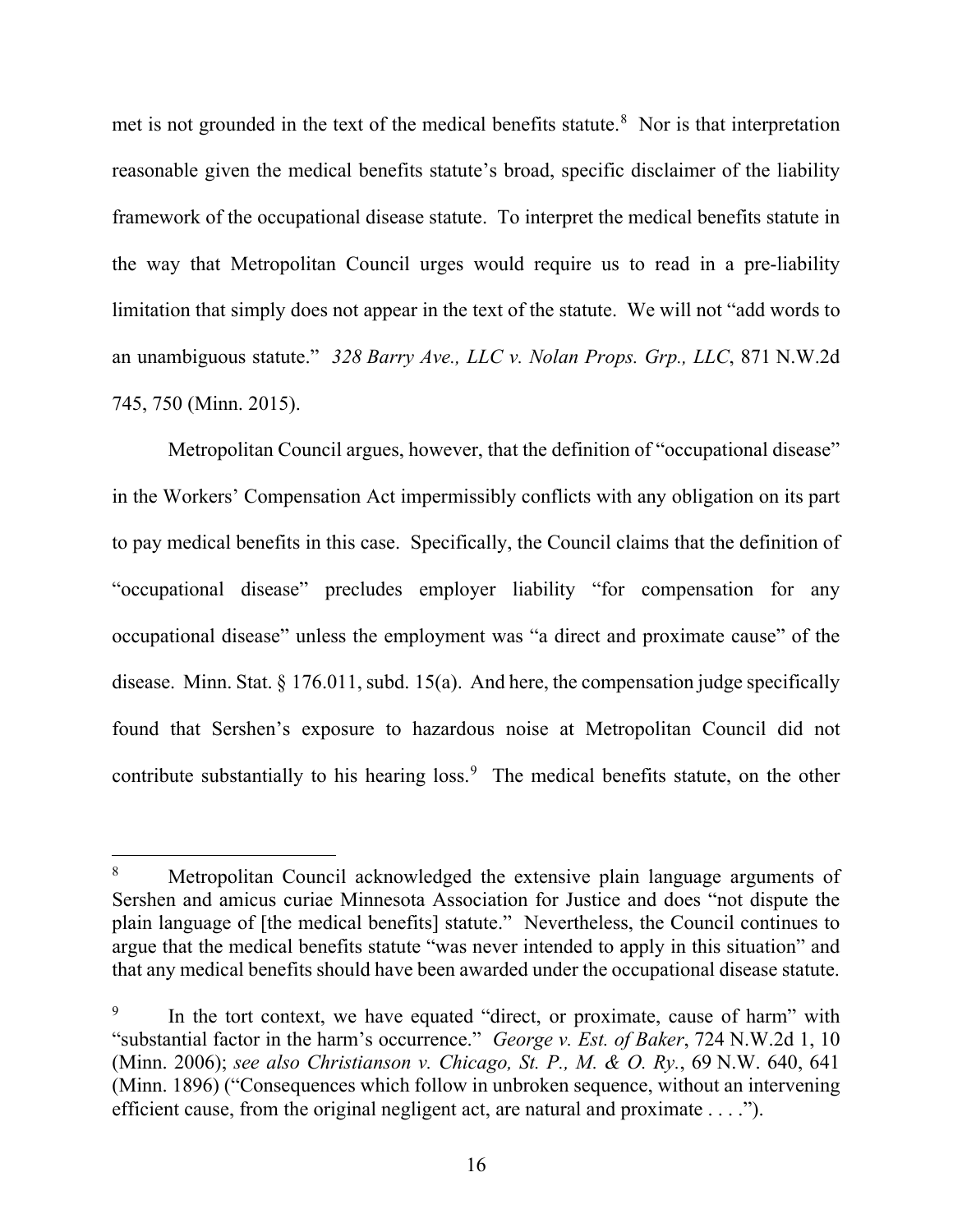met is not grounded in the text of the medical benefits statute.[8] Nor is that interpretation reasonable given the medical benefits statute's broad, specific disclaimer of the liability framework of the occupational disease statute. To interpret the medical benefits statute in the way that Metropolitan Council urges would require us to read in a pre-liability limitation that simply does not appear in the text of the statute. We will not "add words to an unambiguous statute." *328 Barry Ave., LLC v. Nolan Props. Grp., LLC*, 871 N.W.2d 745, 750 (Minn. 2015).

Metropolitan Council argues, however, that the definition of "occupational disease" in the Workers' Compensation Act impermissibly conflicts with any obligation on its part to pay medical benefits in this case. Specifically, the Council claims that the definition of "occupational disease" precludes employer liability "for compensation for any occupational disease" unless the employment was "a direct and proximate cause" of the disease. Minn. Stat. § 176.011, subd. 15(a). And here, the compensation judge specifically found that Sershen's exposure to hazardous noise at Metropolitan Council did not contribute substantially to his hearing loss.[9] The medical benefits statute, on the other

---

[8] Metropolitan Council acknowledged the extensive plain language arguments of Sershen and amicus curiae Minnesota Association for Justice and does "not dispute the plain language of [the medical benefits] statute." Nevertheless, the Council continues to argue that the medical benefits statute "was never intended to apply in this situation" and that any medical benefits should have been awarded under the occupational disease statute.

[9] In the tort context, we have equated "direct, or proximate, cause of harm" with "substantial factor in the harm's occurrence." *George v. Est. of Baker*, 724 N.W.2d 1, 10 (Minn. 2006); *see also Christianson v. Chicago, St. P., M. & O. Ry.*, 69 N.W. 640, 641 (Minn. 1896) ("Consequences which follow in unbroken sequence, without an intervening efficient cause, from the original negligent act, are natural and proximate . . . .").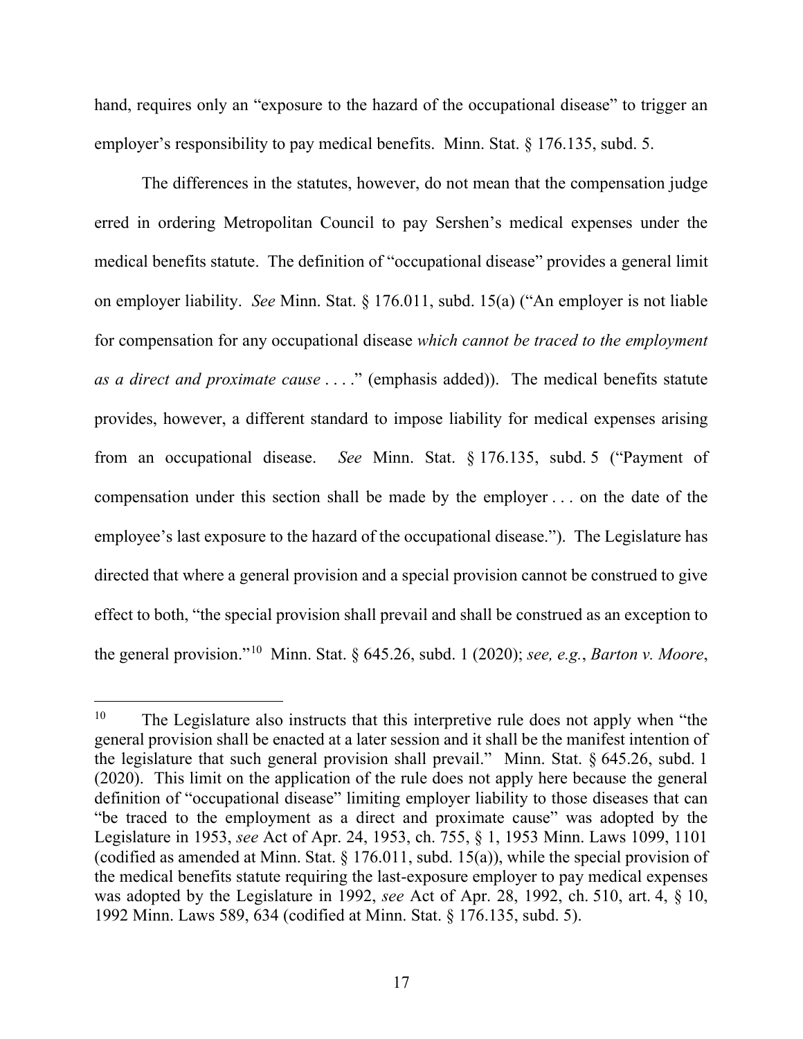hand, requires only an "exposure to the hazard of the occupational disease" to trigger an employer's responsibility to pay medical benefits. Minn. Stat. § 176.135, subd. 5.

The differences in the statutes, however, do not mean that the compensation judge erred in ordering Metropolitan Council to pay Sershen's medical expenses under the medical benefits statute. The definition of "occupational disease" provides a general limit on employer liability. *See* Minn. Stat. § 176.011, subd. 15(a) ("An employer is not liable for compensation for any occupational disease *which cannot be traced to the employment as a direct and proximate cause* . . . ." (emphasis added)). The medical benefits statute provides, however, a different standard to impose liability for medical expenses arising from an occupational disease. *See* Minn. Stat. § 176.135, subd. 5 ("Payment of compensation under this section shall be made by the employer . . . on the date of the employee's last exposure to the hazard of the occupational disease."). The Legislature has directed that where a general provision and a special provision cannot be construed to give effect to both, "the special provision shall prevail and shall be construed as an exception to the general provision."[10] Minn. Stat. § 645.26, subd. 1 (2020); *see, e.g.*, *Barton v. Moore*,

---

[10] The Legislature also instructs that this interpretive rule does not apply when "the general provision shall be enacted at a later session and it shall be the manifest intention of the legislature that such general provision shall prevail." Minn. Stat. § 645.26, subd. 1 (2020). This limit on the application of the rule does not apply here because the general definition of "occupational disease" limiting employer liability to those diseases that can "be traced to the employment as a direct and proximate cause" was adopted by the Legislature in 1953, *see* Act of Apr. 24, 1953, ch. 755, § 1, 1953 Minn. Laws 1099, 1101 (codified as amended at Minn. Stat. § 176.011, subd. 15(a)), while the special provision of the medical benefits statute requiring the last-exposure employer to pay medical expenses was adopted by the Legislature in 1992, *see* Act of Apr. 28, 1992, ch. 510, art. 4, § 10, 1992 Minn. Laws 589, 634 (codified at Minn. Stat. § 176.135, subd. 5).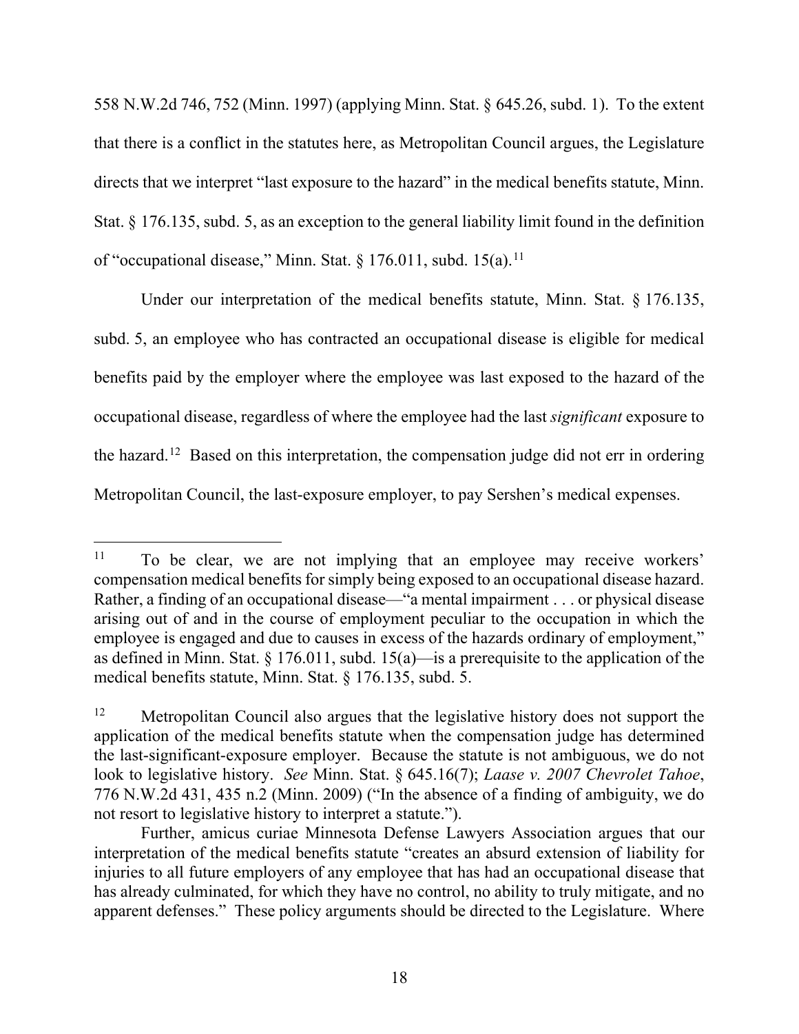558 N.W.2d 746, 752 (Minn. 1997) (applying Minn. Stat. § 645.26, subd. 1). To the extent that there is a conflict in the statutes here, as Metropolitan Council argues, the Legislature directs that we interpret "last exposure to the hazard" in the medical benefits statute, Minn. Stat. § 176.135, subd. 5, as an exception to the general liability limit found in the definition of "occupational disease," Minn. Stat. § 176.011, subd. 15(a).[11]

Under our interpretation of the medical benefits statute, Minn. Stat. § 176.135, subd. 5, an employee who has contracted an occupational disease is eligible for medical benefits paid by the employer where the employee was last exposed to the hazard of the occupational disease, regardless of where the employee had the last *significant* exposure to the hazard.[12] Based on this interpretation, the compensation judge did not err in ordering Metropolitan Council, the last-exposure employer, to pay Sershen's medical expenses.

---

[11] To be clear, we are not implying that an employee may receive workers' compensation medical benefits for simply being exposed to an occupational disease hazard. Rather, a finding of an occupational disease—"a mental impairment . . . or physical disease arising out of and in the course of employment peculiar to the occupation in which the employee is engaged and due to causes in excess of the hazards ordinary of employment," as defined in Minn. Stat. § 176.011, subd. 15(a)—is a prerequisite to the application of the medical benefits statute, Minn. Stat. § 176.135, subd. 5.

[12] Metropolitan Council also argues that the legislative history does not support the application of the medical benefits statute when the compensation judge has determined the last-significant-exposure employer. Because the statute is not ambiguous, we do not look to legislative history. *See* Minn. Stat. § 645.16(7); *Laase v. 2007 Chevrolet Tahoe*, 776 N.W.2d 431, 435 n.2 (Minn. 2009) ("In the absence of a finding of ambiguity, we do not resort to legislative history to interpret a statute.").

Further, amicus curiae Minnesota Defense Lawyers Association argues that our interpretation of the medical benefits statute "creates an absurd extension of liability for injuries to all future employers of any employee that has had an occupational disease that has already culminated, for which they have no control, no ability to truly mitigate, and no apparent defenses." These policy arguments should be directed to the Legislature. Where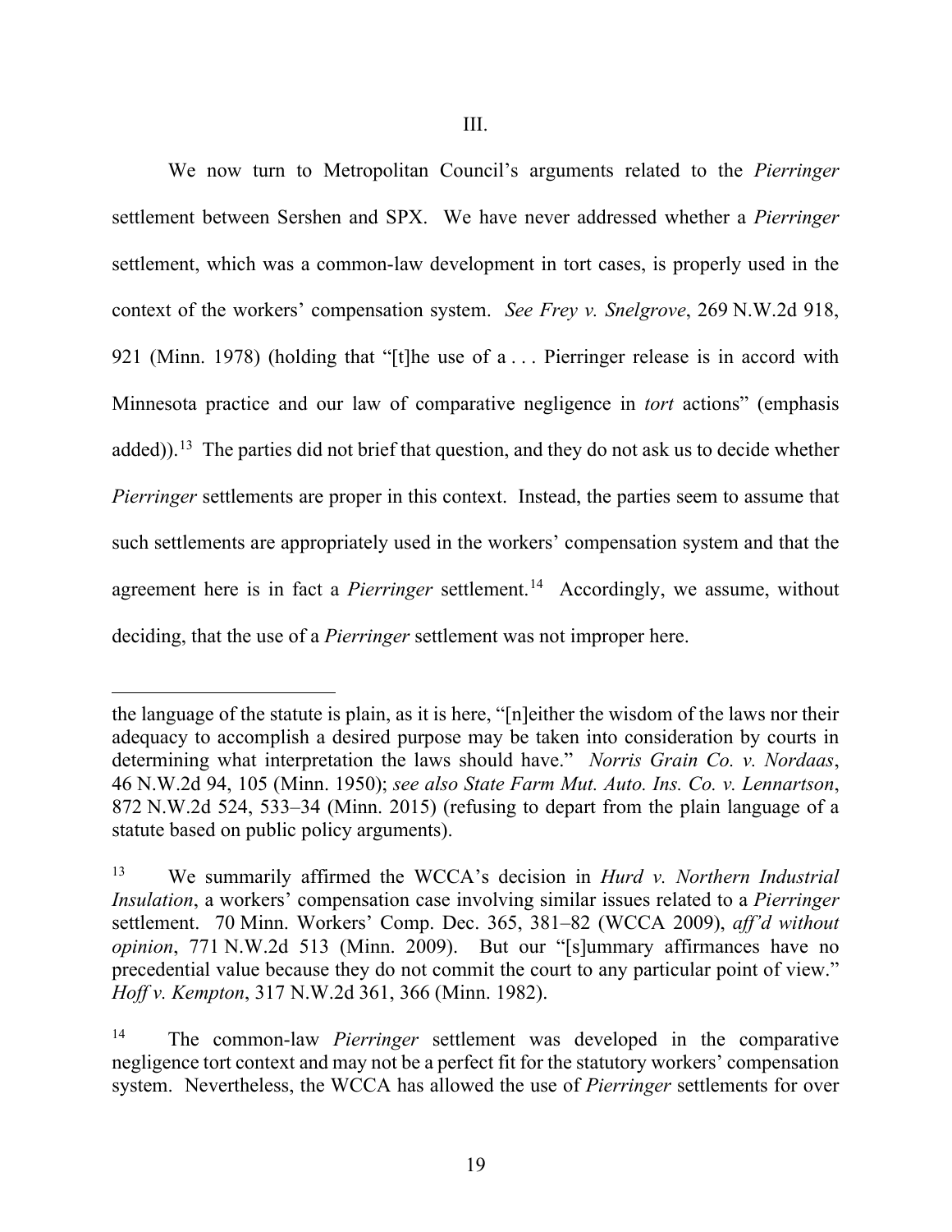III.

We now turn to Metropolitan Council's arguments related to the *Pierringer* settlement between Sershen and SPX. We have never addressed whether a *Pierringer* settlement, which was a common-law development in tort cases, is properly used in the context of the workers' compensation system. *See Frey v. Snelgrove*, 269 N.W.2d 918, 921 (Minn. 1978) (holding that "[t]he use of a . . . Pierringer release is in accord with Minnesota practice and our law of comparative negligence in *tort* actions" (emphasis added)).[13] The parties did not brief that question, and they do not ask us to decide whether *Pierringer* settlements are proper in this context. Instead, the parties seem to assume that such settlements are appropriately used in the workers' compensation system and that the agreement here is in fact a *Pierringer* settlement.[14] Accordingly, we assume, without deciding, that the use of a *Pierringer* settlement was not improper here.

---

the language of the statute is plain, as it is here, "[n]either the wisdom of the laws nor their adequacy to accomplish a desired purpose may be taken into consideration by courts in determining what interpretation the laws should have." *Norris Grain Co. v. Nordaas*, 46 N.W.2d 94, 105 (Minn. 1950); *see also State Farm Mut. Auto. Ins. Co. v. Lennartson*, 872 N.W.2d 524, 533–34 (Minn. 2015) (refusing to depart from the plain language of a statute based on public policy arguments).

[13] We summarily affirmed the WCCA's decision in *Hurd v. Northern Industrial Insulation*, a workers' compensation case involving similar issues related to a *Pierringer* settlement. 70 Minn. Workers' Comp. Dec. 365, 381–82 (WCCA 2009), *aff'd without opinion*, 771 N.W.2d 513 (Minn. 2009). But our "[s]ummary affirmances have no precedential value because they do not commit the court to any particular point of view." *Hoff v. Kempton*, 317 N.W.2d 361, 366 (Minn. 1982).

[14] The common-law *Pierringer* settlement was developed in the comparative negligence tort context and may not be a perfect fit for the statutory workers' compensation system. Nevertheless, the WCCA has allowed the use of *Pierringer* settlements for over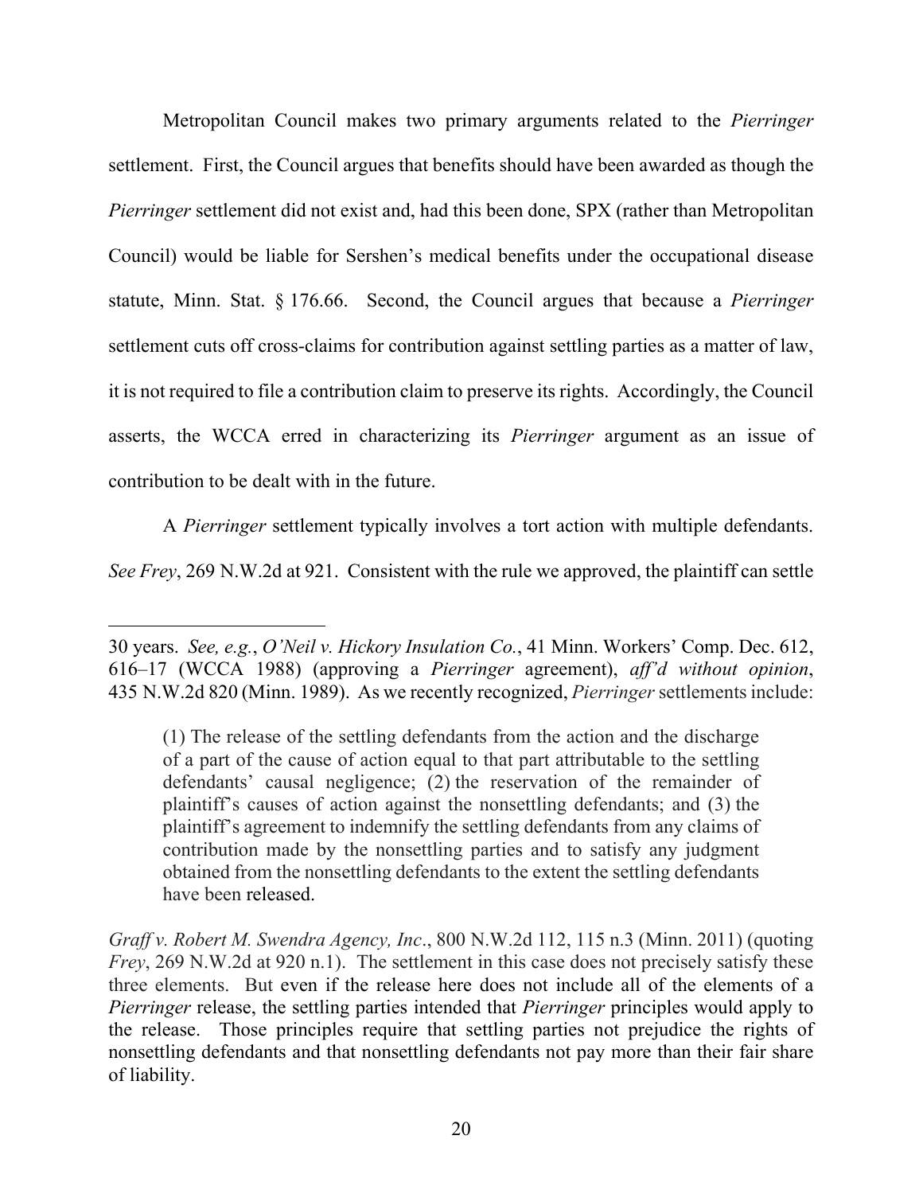Metropolitan Council makes two primary arguments related to the *Pierringer* settlement. First, the Council argues that benefits should have been awarded as though the *Pierringer* settlement did not exist and, had this been done, SPX (rather than Metropolitan Council) would be liable for Sershen's medical benefits under the occupational disease statute, Minn. Stat. § 176.66. Second, the Council argues that because a *Pierringer* settlement cuts off cross-claims for contribution against settling parties as a matter of law, it is not required to file a contribution claim to preserve its rights. Accordingly, the Council asserts, the WCCA erred in characterizing its *Pierringer* argument as an issue of contribution to be dealt with in the future.

A *Pierringer* settlement typically involves a tort action with multiple defendants. *See Frey*, 269 N.W.2d at 921. Consistent with the rule we approved, the plaintiff can settle

---

30 years. *See, e.g.*, *O'Neil v. Hickory Insulation Co.*, 41 Minn. Workers' Comp. Dec. 612, 616–17 (WCCA 1988) (approving a *Pierringer* agreement), *aff'd without opinion*, 435 N.W.2d 820 (Minn. 1989). As we recently recognized, *Pierringer* settlements include:

> (1) The release of the settling defendants from the action and the discharge of a part of the cause of action equal to that part attributable to the settling defendants' causal negligence; (2) the reservation of the remainder of plaintiff's causes of action against the nonsettling defendants; and (3) the plaintiff's agreement to indemnify the settling defendants from any claims of contribution made by the nonsettling parties and to satisfy any judgment obtained from the nonsettling defendants to the extent the settling defendants have been released.

*Graff v. Robert M. Swendra Agency, Inc*., 800 N.W.2d 112, 115 n.3 (Minn. 2011) (quoting *Frey*, 269 N.W.2d at 920 n.1). The settlement in this case does not precisely satisfy these three elements. But even if the release here does not include all of the elements of a *Pierringer* release, the settling parties intended that *Pierringer* principles would apply to the release. Those principles require that settling parties not prejudice the rights of nonsettling defendants and that nonsettling defendants not pay more than their fair share of liability.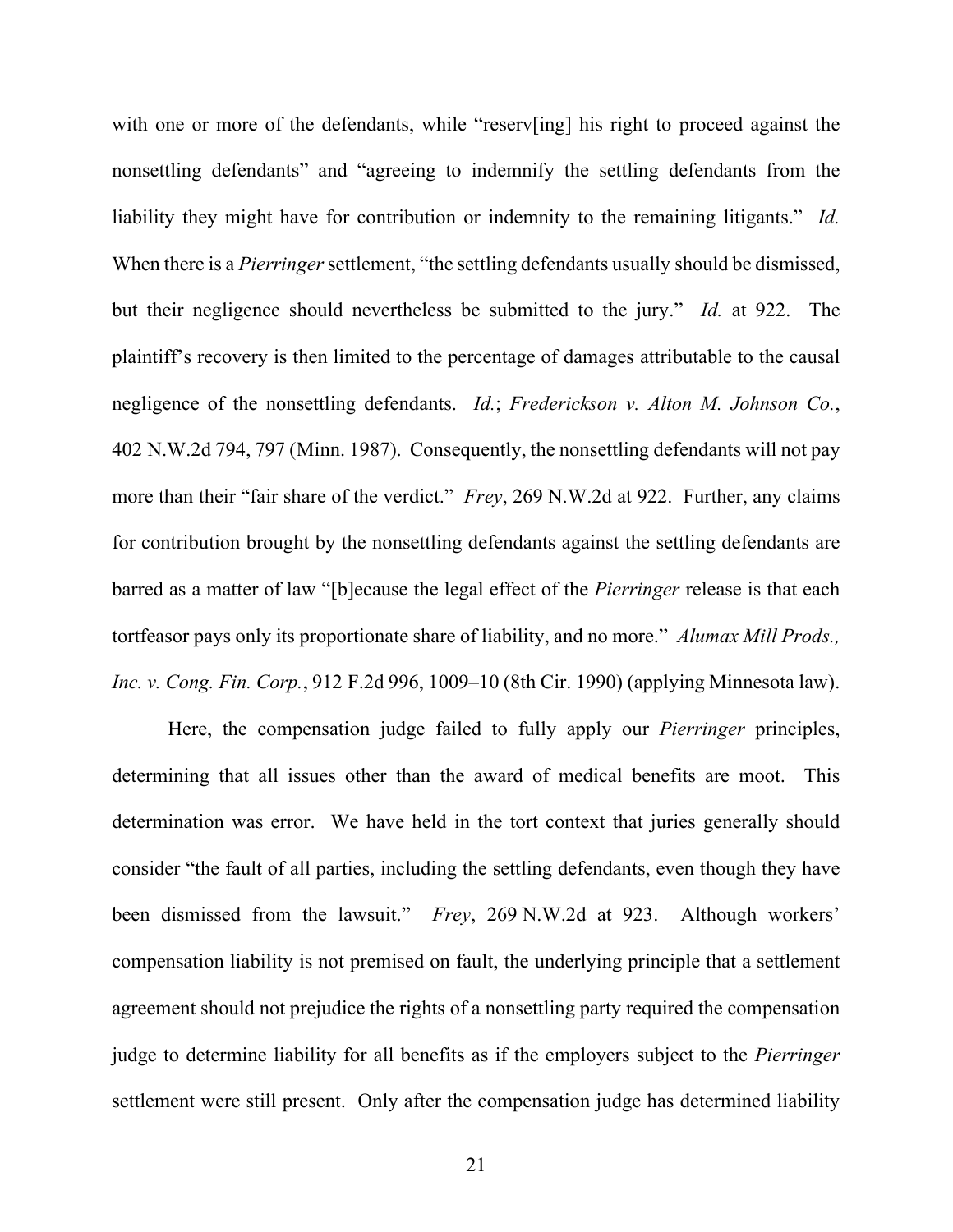with one or more of the defendants, while "reserv[ing] his right to proceed against the nonsettling defendants" and "agreeing to indemnify the settling defendants from the liability they might have for contribution or indemnity to the remaining litigants." *Id.* When there is a *Pierringer* settlement, "the settling defendants usually should be dismissed, but their negligence should nevertheless be submitted to the jury." *Id.* at 922. The plaintiff's recovery is then limited to the percentage of damages attributable to the causal negligence of the nonsettling defendants. *Id.*; *Frederickson v. Alton M. Johnson Co.*, 402 N.W.2d 794, 797 (Minn. 1987). Consequently, the nonsettling defendants will not pay more than their "fair share of the verdict." *Frey*, 269 N.W.2d at 922. Further, any claims for contribution brought by the nonsettling defendants against the settling defendants are barred as a matter of law "[b]ecause the legal effect of the *Pierringer* release is that each tortfeasor pays only its proportionate share of liability, and no more." *Alumax Mill Prods., Inc. v. Cong. Fin. Corp.*, 912 F.2d 996, 1009–10 (8th Cir. 1990) (applying Minnesota law).

Here, the compensation judge failed to fully apply our *Pierringer* principles, determining that all issues other than the award of medical benefits are moot. This determination was error. We have held in the tort context that juries generally should consider "the fault of all parties, including the settling defendants, even though they have been dismissed from the lawsuit." *Frey*, 269 N.W.2d at 923. Although workers' compensation liability is not premised on fault, the underlying principle that a settlement agreement should not prejudice the rights of a nonsettling party required the compensation judge to determine liability for all benefits as if the employers subject to the *Pierringer* settlement were still present. Only after the compensation judge has determined liability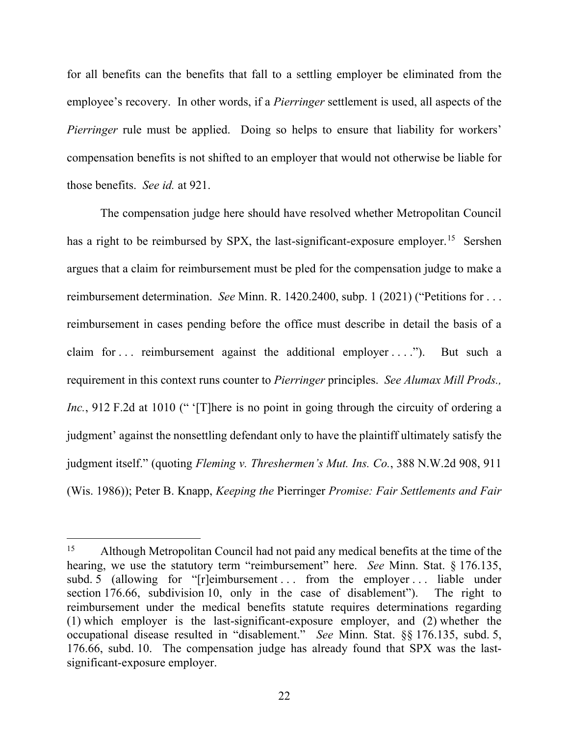for all benefits can the benefits that fall to a settling employer be eliminated from the employee's recovery. In other words, if a *Pierringer* settlement is used, all aspects of the *Pierringer* rule must be applied. Doing so helps to ensure that liability for workers' compensation benefits is not shifted to an employer that would not otherwise be liable for those benefits. *See id.* at 921.

The compensation judge here should have resolved whether Metropolitan Council has a right to be reimbursed by SPX, the last-significant-exposure employer.[15] Sershen argues that a claim for reimbursement must be pled for the compensation judge to make a reimbursement determination. *See* Minn. R. 1420.2400, subp. 1 (2021) ("Petitions for . . . reimbursement in cases pending before the office must describe in detail the basis of a claim for . . . reimbursement against the additional employer . . . ."). But such a requirement in this context runs counter to *Pierringer* principles. *See Alumax Mill Prods., Inc.*, 912 F.2d at 1010 (" '[T]here is no point in going through the circuity of ordering a judgment' against the nonsettling defendant only to have the plaintiff ultimately satisfy the judgment itself." (quoting *Fleming v. Threshermen's Mut. Ins. Co.*, 388 N.W.2d 908, 911 (Wis. 1986)); Peter B. Knapp, *Keeping the* Pierringer *Promise: Fair Settlements and Fair*

---

[15] Although Metropolitan Council had not paid any medical benefits at the time of the hearing, we use the statutory term "reimbursement" here. *See* Minn. Stat. § 176.135, subd. 5 (allowing for "[r]eimbursement . . . from the employer . . . liable under section 176.66, subdivision 10, only in the case of disablement"). The right to reimbursement under the medical benefits statute requires determinations regarding (1) which employer is the last-significant-exposure employer, and (2) whether the occupational disease resulted in "disablement." *See* Minn. Stat. §§ 176.135, subd. 5, 176.66, subd. 10. The compensation judge has already found that SPX was the last-significant-exposure employer.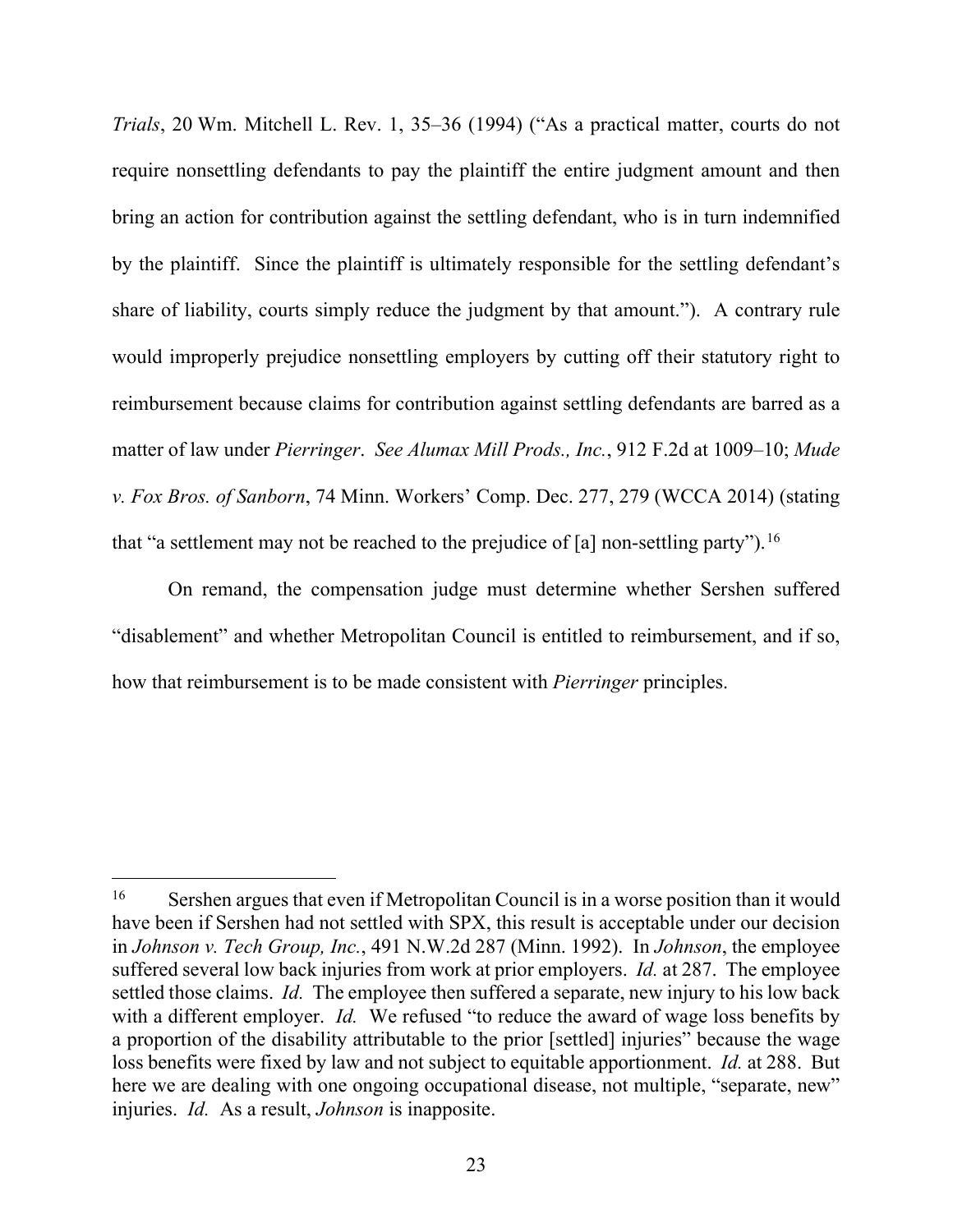*Trials*, 20 Wm. Mitchell L. Rev. 1, 35–36 (1994) ("As a practical matter, courts do not require nonsettling defendants to pay the plaintiff the entire judgment amount and then bring an action for contribution against the settling defendant, who is in turn indemnified by the plaintiff. Since the plaintiff is ultimately responsible for the settling defendant's share of liability, courts simply reduce the judgment by that amount."). A contrary rule would improperly prejudice nonsettling employers by cutting off their statutory right to reimbursement because claims for contribution against settling defendants are barred as a matter of law under *Pierringer*. *See Alumax Mill Prods., Inc.*, 912 F.2d at 1009–10; *Mude v. Fox Bros. of Sanborn*, 74 Minn. Workers' Comp. Dec. 277, 279 (WCCA 2014) (stating that "a settlement may not be reached to the prejudice of [a] non-settling party").[16]

On remand, the compensation judge must determine whether Sershen suffered "disablement" and whether Metropolitan Council is entitled to reimbursement, and if so, how that reimbursement is to be made consistent with *Pierringer* principles.

---

[16] Sershen argues that even if Metropolitan Council is in a worse position than it would have been if Sershen had not settled with SPX, this result is acceptable under our decision in *Johnson v. Tech Group, Inc.*, 491 N.W.2d 287 (Minn. 1992). In *Johnson*, the employee suffered several low back injuries from work at prior employers. *Id.* at 287. The employee settled those claims. *Id.* The employee then suffered a separate, new injury to his low back with a different employer. *Id.* We refused "to reduce the award of wage loss benefits by a proportion of the disability attributable to the prior [settled] injuries" because the wage loss benefits were fixed by law and not subject to equitable apportionment. *Id.* at 288. But here we are dealing with one ongoing occupational disease, not multiple, "separate, new" injuries. *Id.* As a result, *Johnson* is inapposite.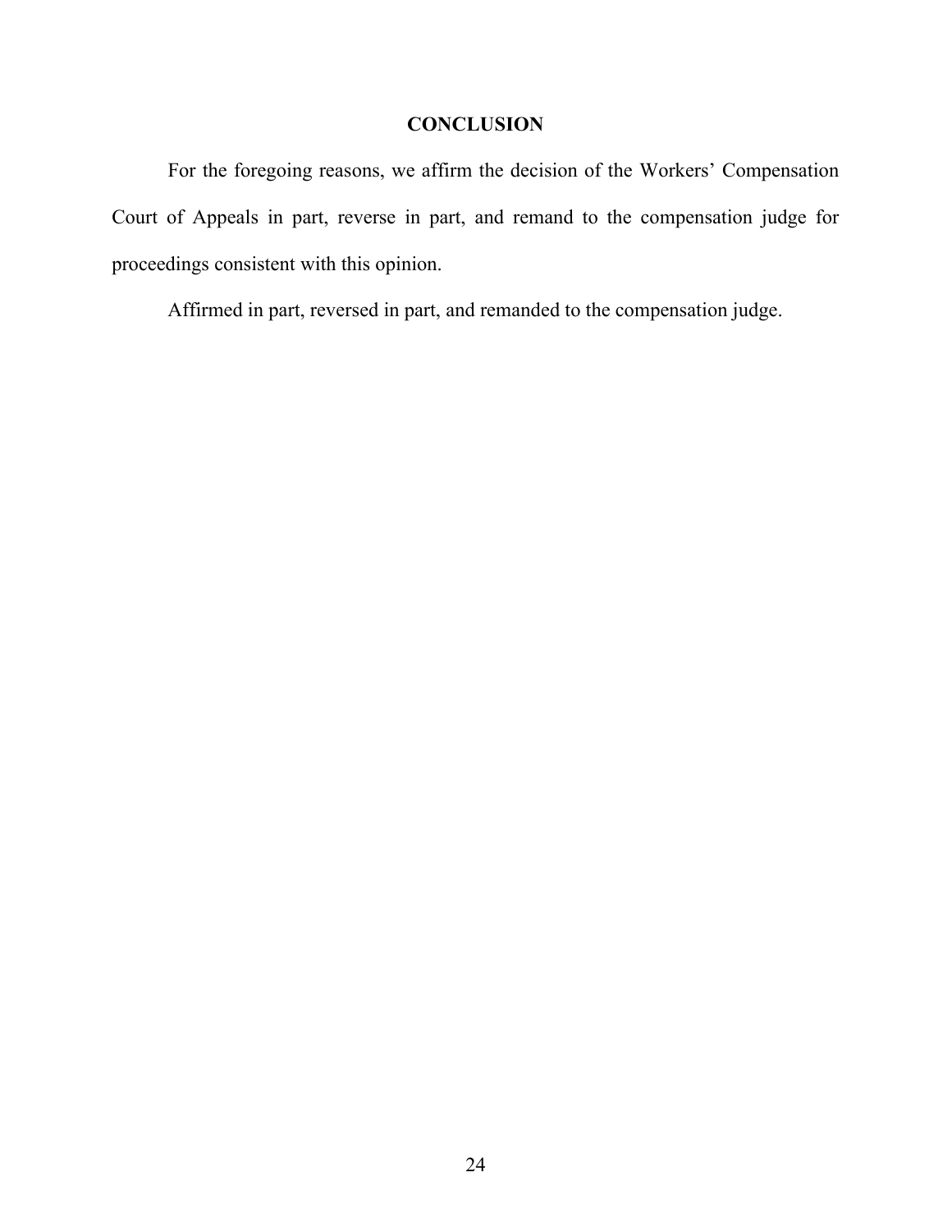## CONCLUSION

For the foregoing reasons, we affirm the decision of the Workers' Compensation Court of Appeals in part, reverse in part, and remand to the compensation judge for proceedings consistent with this opinion.

Affirmed in part, reversed in part, and remanded to the compensation judge.